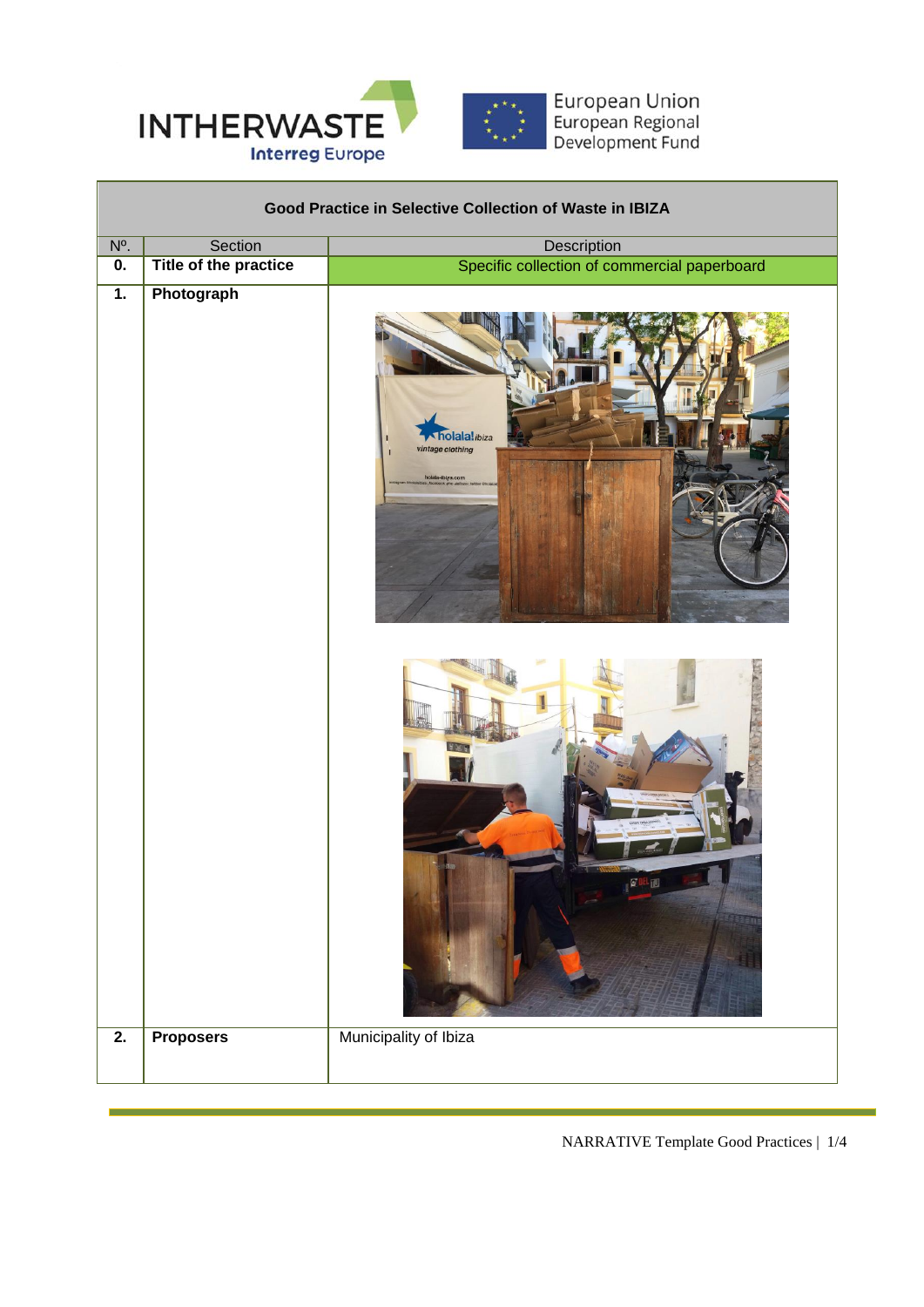INTHERWASTE
Interreg Europe

European Union
European Regional
Development Fund

| Good Practice in Selective Collection of Waste in IBIZA | | |
|---|---|---|
| Nº. | Section | Description |
| **0.** | **Title of the practice** | Specific collection of commercial paperboard |
| **1.** | **Photograph** | |
| **2.** | **Proposers** | Municipality of Ibiza |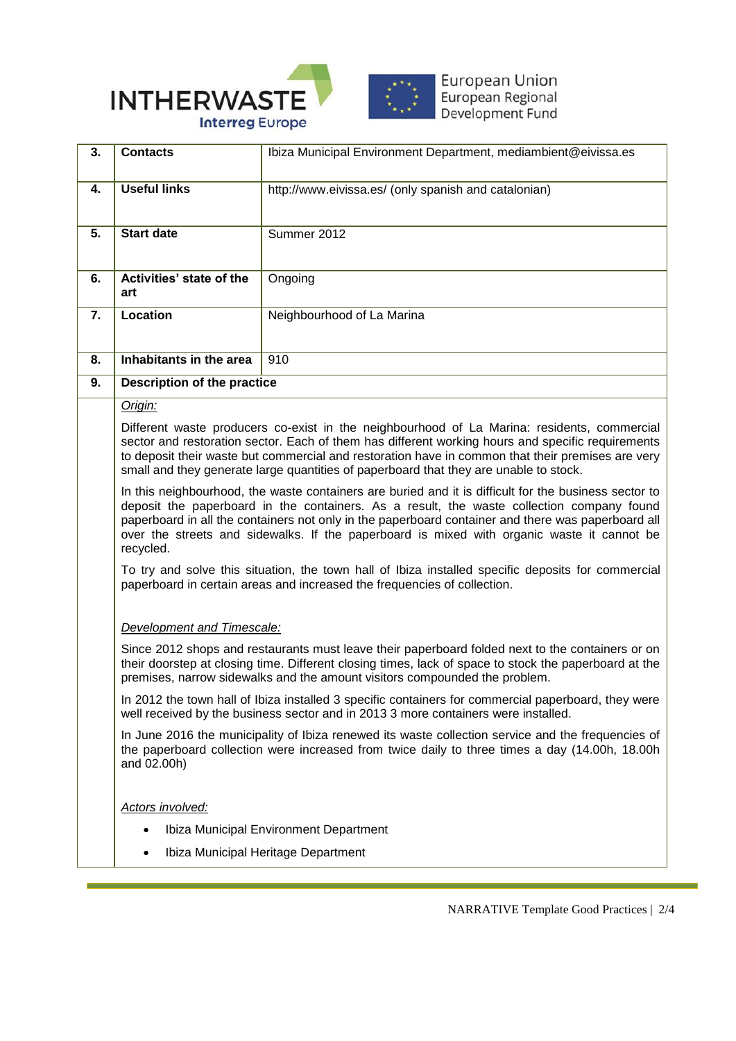| | | |
|---|---|---|
| **3.** | **Contacts** | Ibiza Municipal Environment Department, mediambient@eivissa.es |
| **4.** | **Useful links** | http://www.eivissa.es/ (only spanish and catalonian) |
| **5.** | **Start date** | Summer 2012 |
| **6.** | **Activities' state of the art** | Ongoing |
| **7.** | **Location** | Neighbourhood of La Marina |
| **8.** | **Inhabitants in the area** | 910 |
| **9.** | **Description of the practice** | |

*Origin:*

Different waste producers co-exist in the neighbourhood of La Marina: residents, commercial sector and restoration sector. Each of them has different working hours and specific requirements to deposit their waste but commercial and restoration have in common that their premises are very small and they generate large quantities of paperboard that they are unable to stock.

In this neighbourhood, the waste containers are buried and it is difficult for the business sector to deposit the paperboard in the containers. As a result, the waste collection company found paperboard in all the containers not only in the paperboard container and there was paperboard all over the streets and sidewalks. If the paperboard is mixed with organic waste it cannot be recycled.

To try and solve this situation, the town hall of Ibiza installed specific deposits for commercial paperboard in certain areas and increased the frequencies of collection.

*Development and Timescale:*

Since 2012 shops and restaurants must leave their paperboard folded next to the containers or on their doorstep at closing time. Different closing times, lack of space to stock the paperboard at the premises, narrow sidewalks and the amount visitors compounded the problem.

In 2012 the town hall of Ibiza installed 3 specific containers for commercial paperboard, they were well received by the business sector and in 2013 3 more containers were installed.

In June 2016 the municipality of Ibiza renewed its waste collection service and the frequencies of the paperboard collection were increased from twice daily to three times a day (14.00h, 18.00h and 02.00h)

*Actors involved:*

- Ibiza Municipal Environment Department
- Ibiza Municipal Heritage Department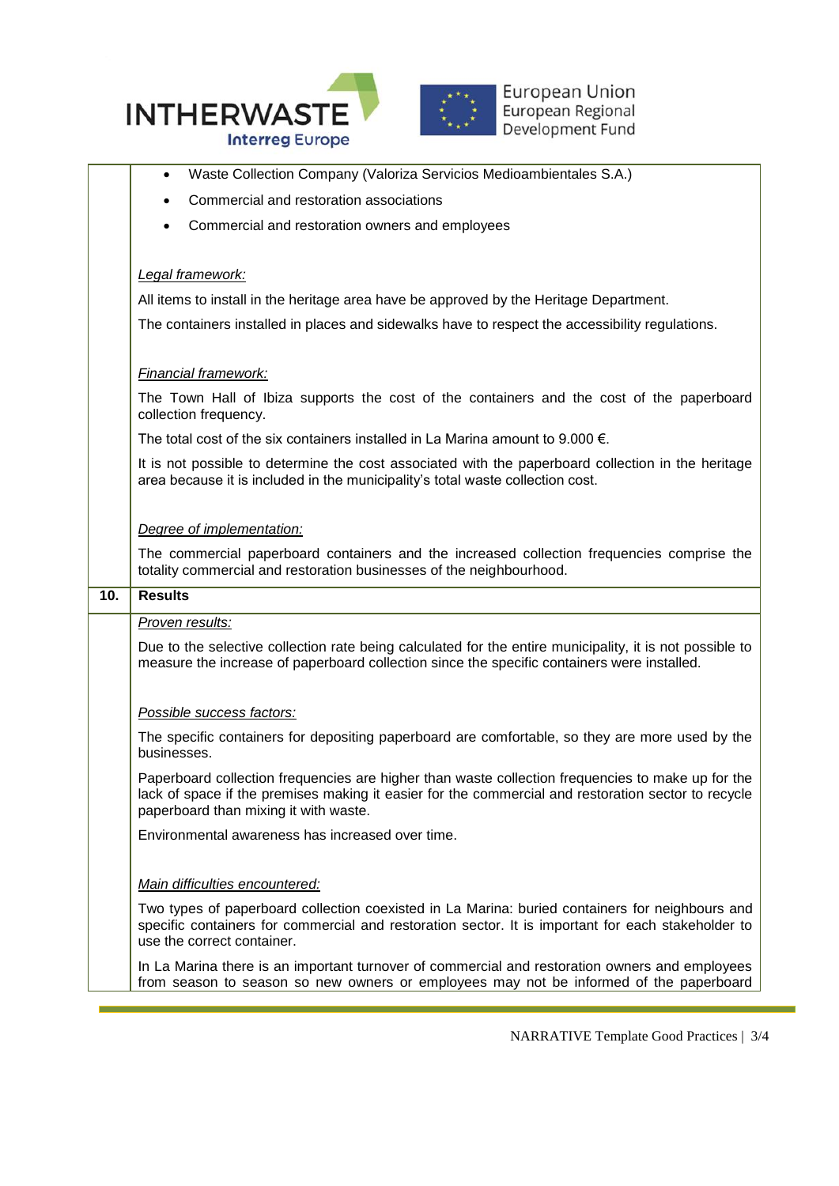- Waste Collection Company (Valoriza Servicios Medioambientales S.A.)
- Commercial and restoration associations
- Commercial and restoration owners and employees

*Legal framework:*

All items to install in the heritage area have be approved by the Heritage Department.

The containers installed in places and sidewalks have to respect the accessibility regulations.

*Financial framework:*

The Town Hall of Ibiza supports the cost of the containers and the cost of the paperboard collection frequency.

The total cost of the six containers installed in La Marina amount to 9.000 €.

It is not possible to determine the cost associated with the paperboard collection in the heritage area because it is included in the municipality's total waste collection cost.

*Degree of implementation:*

The commercial paperboard containers and the increased collection frequencies comprise the totality commercial and restoration businesses of the neighbourhood.

## 10. Results

*Proven results:*

Due to the selective collection rate being calculated for the entire municipality, it is not possible to measure the increase of paperboard collection since the specific containers were installed.

*Possible success factors:*

The specific containers for depositing paperboard are comfortable, so they are more used by the businesses.

Paperboard collection frequencies are higher than waste collection frequencies to make up for the lack of space if the premises making it easier for the commercial and restoration sector to recycle paperboard than mixing it with waste.

Environmental awareness has increased over time.

*Main difficulties encountered:*

Two types of paperboard collection coexisted in La Marina: buried containers for neighbours and specific containers for commercial and restoration sector. It is important for each stakeholder to use the correct container.

In La Marina there is an important turnover of commercial and restoration owners and employees from season to season so new owners or employees may not be informed of the paperboard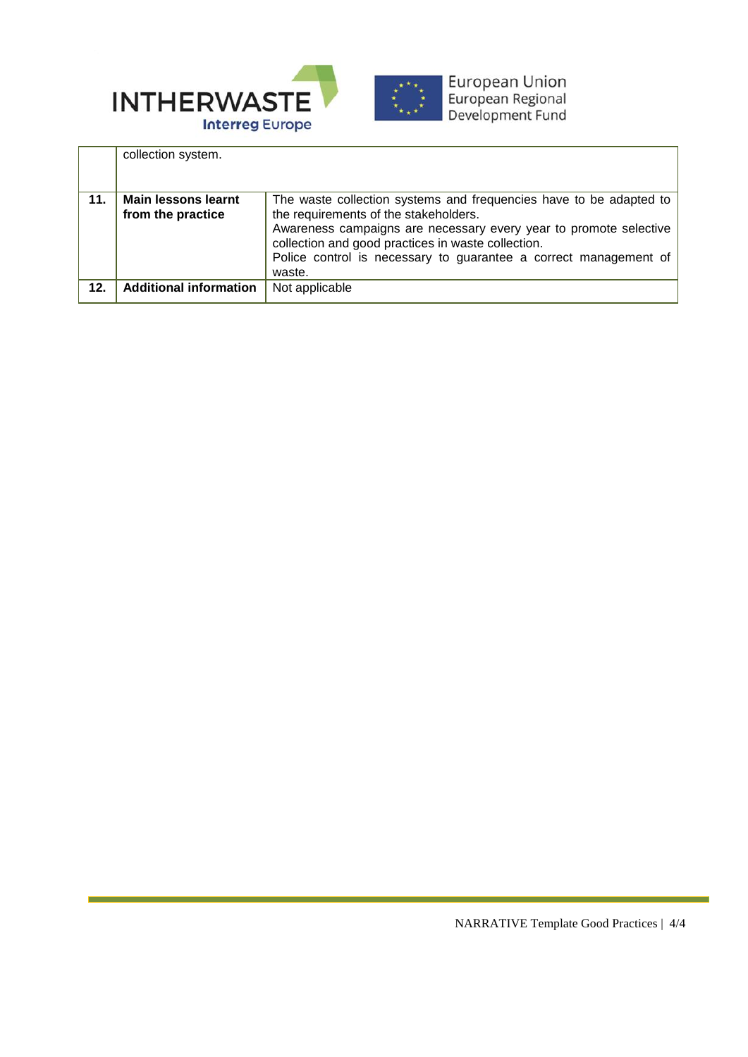| | | |
|---|---|---|
| | collection system. | |
| **11.** | **Main lessons learnt from the practice** | The waste collection systems and frequencies have to be adapted to the requirements of the stakeholders.<br>Awareness campaigns are necessary every year to promote selective collection and good practices in waste collection.<br>Police control is necessary to guarantee a correct management of waste. |
| **12.** | **Additional information** | Not applicable |